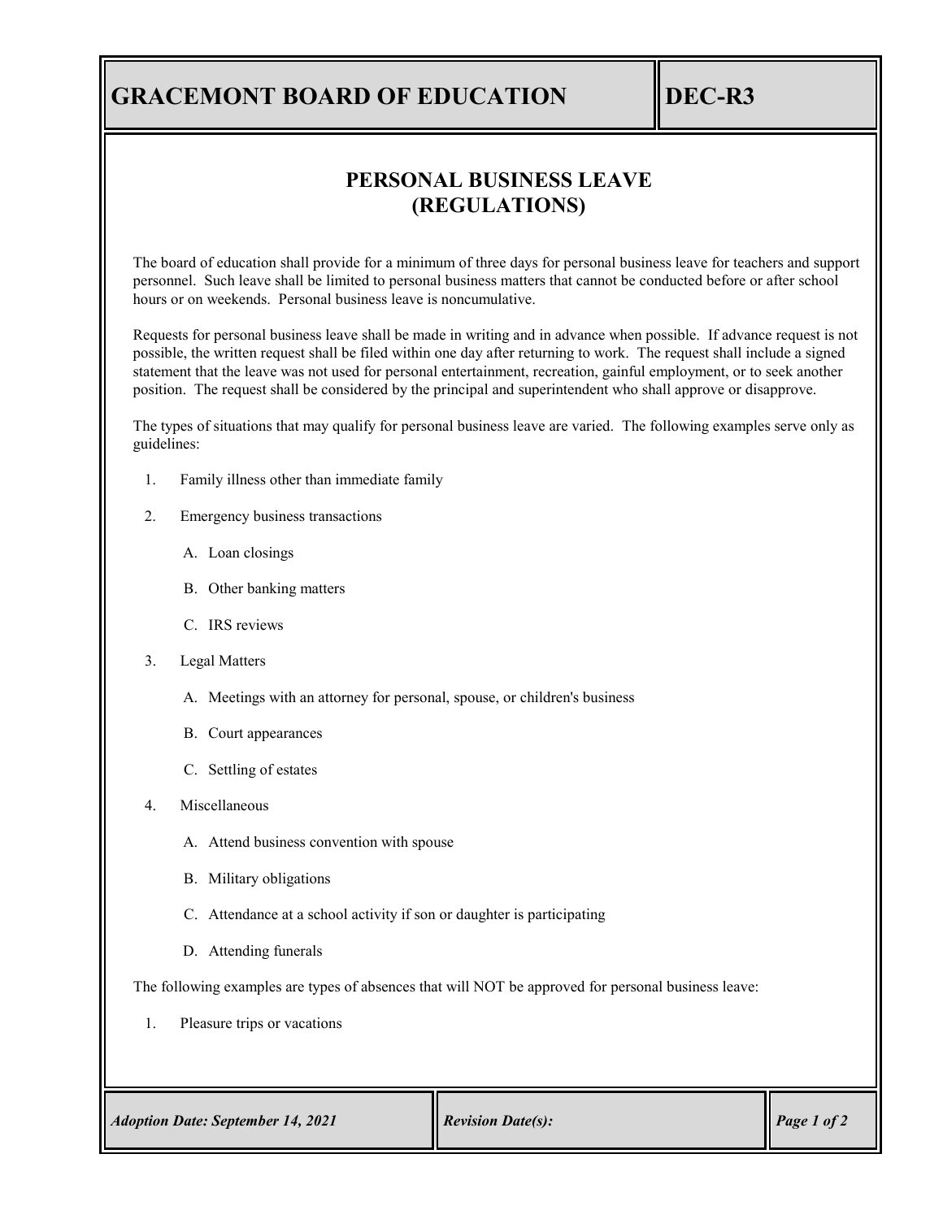# GRACEMONT BOARD OF EDUCATION

# DEC-R3

## PERSONAL BUSINESS LEAVE (REGULATIONS)

The board of education shall provide for a minimum of three days for personal business leave for teachers and support personnel. Such leave shall be limited to personal business matters that cannot be conducted before or after school hours or on weekends. Personal business leave is noncumulative.

Requests for personal business leave shall be made in writing and in advance when possible. If advance request is not possible, the written request shall be filed within one day after returning to work. The request shall include a signed statement that the leave was not used for personal entertainment, recreation, gainful employment, or to seek another position. The request shall be considered by the principal and superintendent who shall approve or disapprove.

The types of situations that may qualify for personal business leave are varied. The following examples serve only as guidelines:

1. Family illness other than immediate family
2. Emergency business transactions
   - A. Loan closings
   - B. Other banking matters
   - C. IRS reviews
3. Legal Matters
   - A. Meetings with an attorney for personal, spouse, or children's business
   - B. Court appearances
   - C. Settling of estates
4. Miscellaneous
   - A. Attend business convention with spouse
   - B. Military obligations
   - C. Attendance at a school activity if son or daughter is participating
   - D. Attending funerals

The following examples are types of absences that will NOT be approved for personal business leave:

1. Pleasure trips or vacations

*Adoption Date: September 14, 2021* | *Revision Date(s):*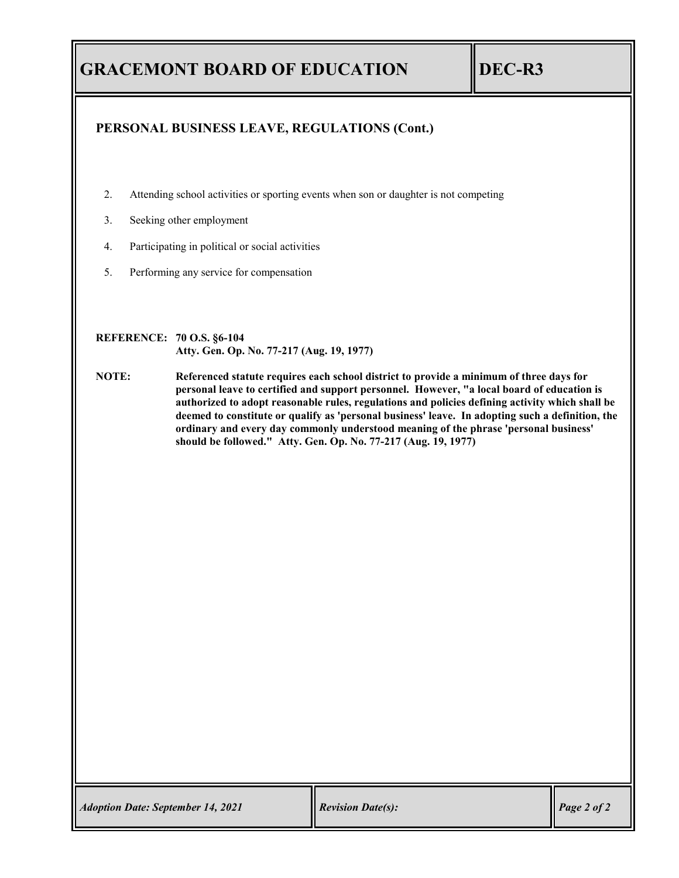## PERSONAL BUSINESS LEAVE, REGULATIONS (Cont.)

2. Attending school activities or sporting events when son or daughter is not competing
3. Seeking other employment
4. Participating in political or social activities
5. Performing any service for compensation

**REFERENCE: 70 O.S. §6-104**
**Atty. Gen. Op. No. 77-217 (Aug. 19, 1977)**

**NOTE: Referenced statute requires each school district to provide a minimum of three days for personal leave to certified and support personnel. However, "a local board of education is authorized to adopt reasonable rules, regulations and policies defining activity which shall be deemed to constitute or qualify as 'personal business' leave. In adopting such a definition, the ordinary and every day commonly understood meaning of the phrase 'personal business' should be followed." Atty. Gen. Op. No. 77-217 (Aug. 19, 1977)**

*Adoption Date: September 14, 2021* | *Revision Date(s):*